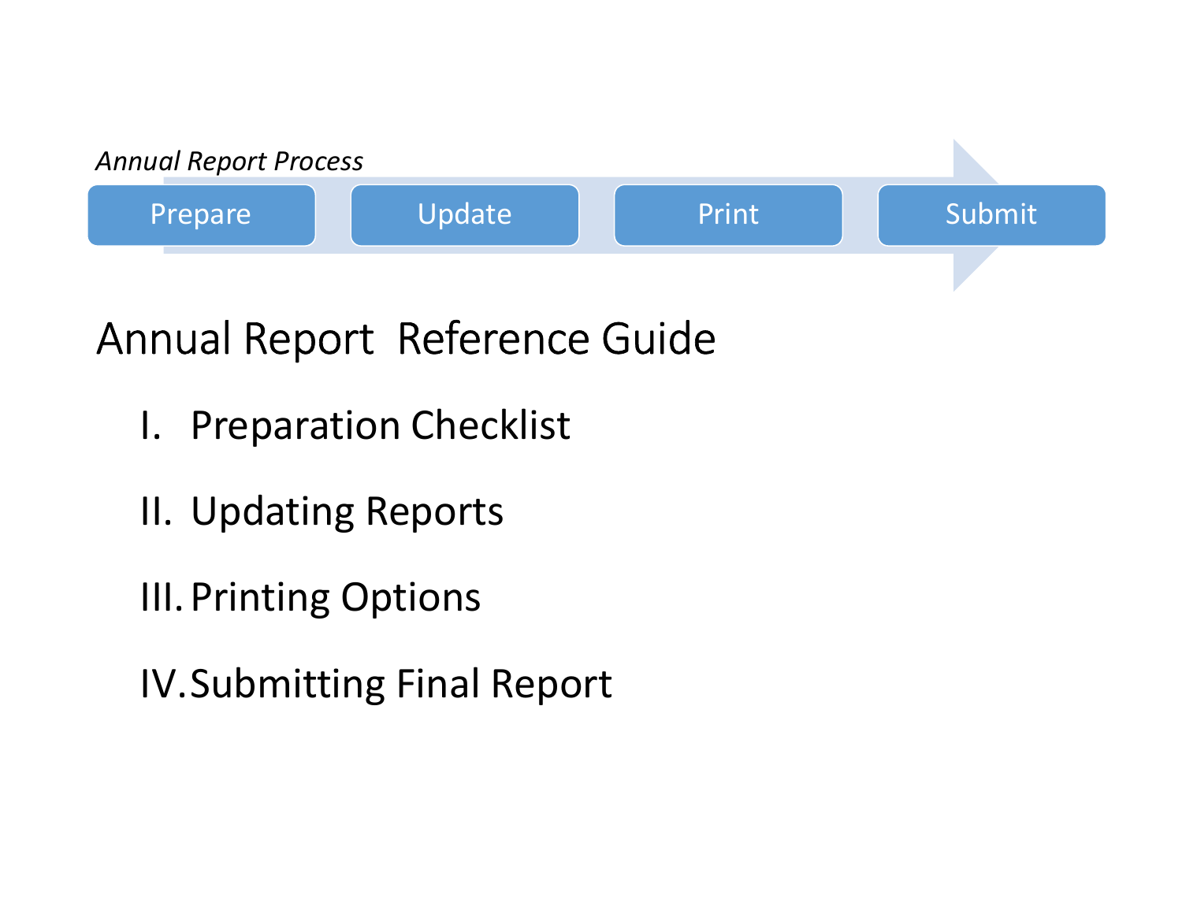*Annual Report Process*

Prepare → Update → Print → Submit

# Annual Report  Reference Guide

I. Preparation Checklist

II. Updating Reports

III. Printing Options

IV. Submitting Final Report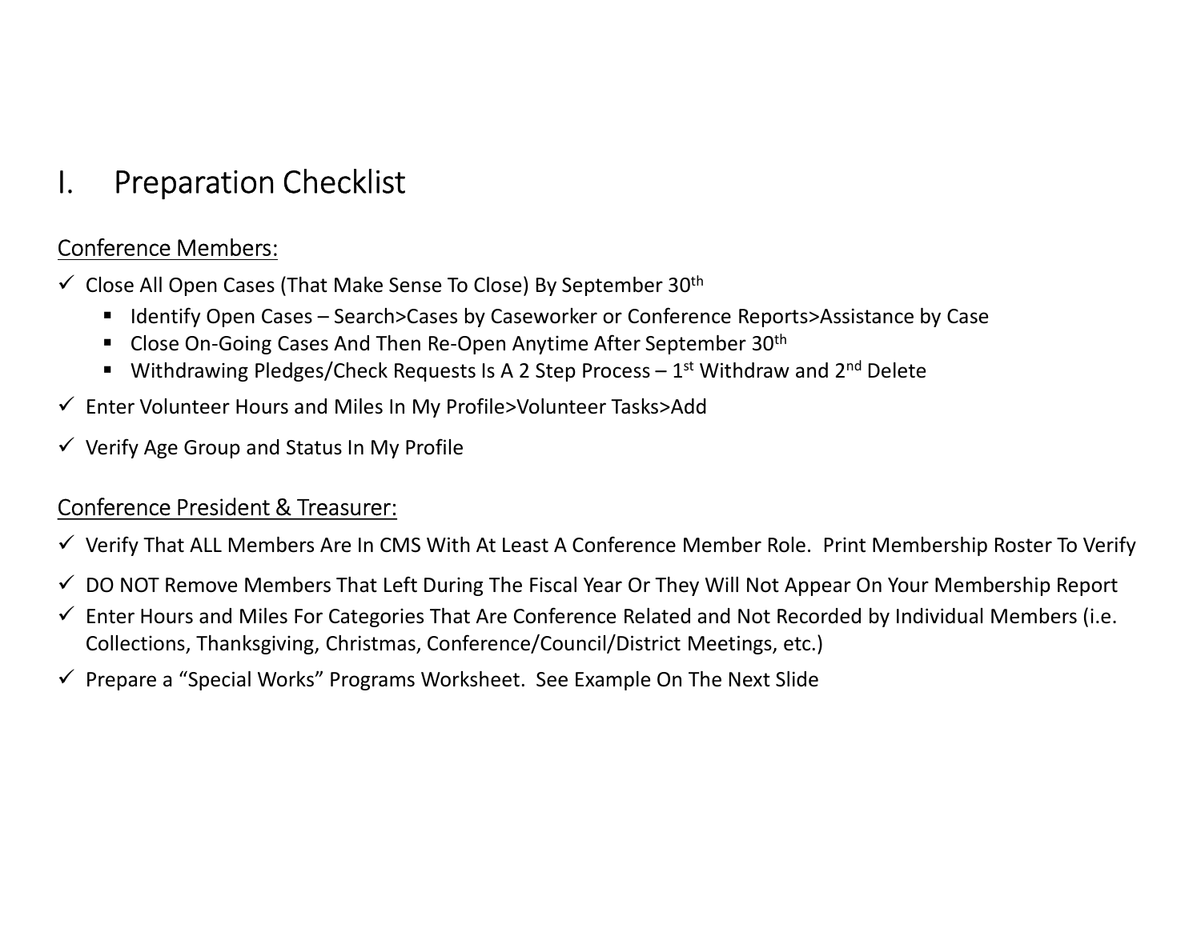# I. Preparation Checklist

## Conference Members:

- ✓ Close All Open Cases (That Make Sense To Close) By September 30$^{th}$
  - Identify Open Cases – Search>Cases by Caseworker or Conference Reports>Assistance by Case
  - Close On-Going Cases And Then Re-Open Anytime After September 30$^{th}$
  - Withdrawing Pledges/Check Requests Is A 2 Step Process – 1$^{st}$ Withdraw and 2$^{nd}$ Delete
- ✓ Enter Volunteer Hours and Miles In My Profile>Volunteer Tasks>Add
- ✓ Verify Age Group and Status In My Profile

## Conference President & Treasurer:

- ✓ Verify That ALL Members Are In CMS With At Least A Conference Member Role. Print Membership Roster To Verify
- ✓ DO NOT Remove Members That Left During The Fiscal Year Or They Will Not Appear On Your Membership Report
- ✓ Enter Hours and Miles For Categories That Are Conference Related and Not Recorded by Individual Members (i.e. Collections, Thanksgiving, Christmas, Conference/Council/District Meetings, etc.)
- ✓ Prepare a "Special Works" Programs Worksheet. See Example On The Next Slide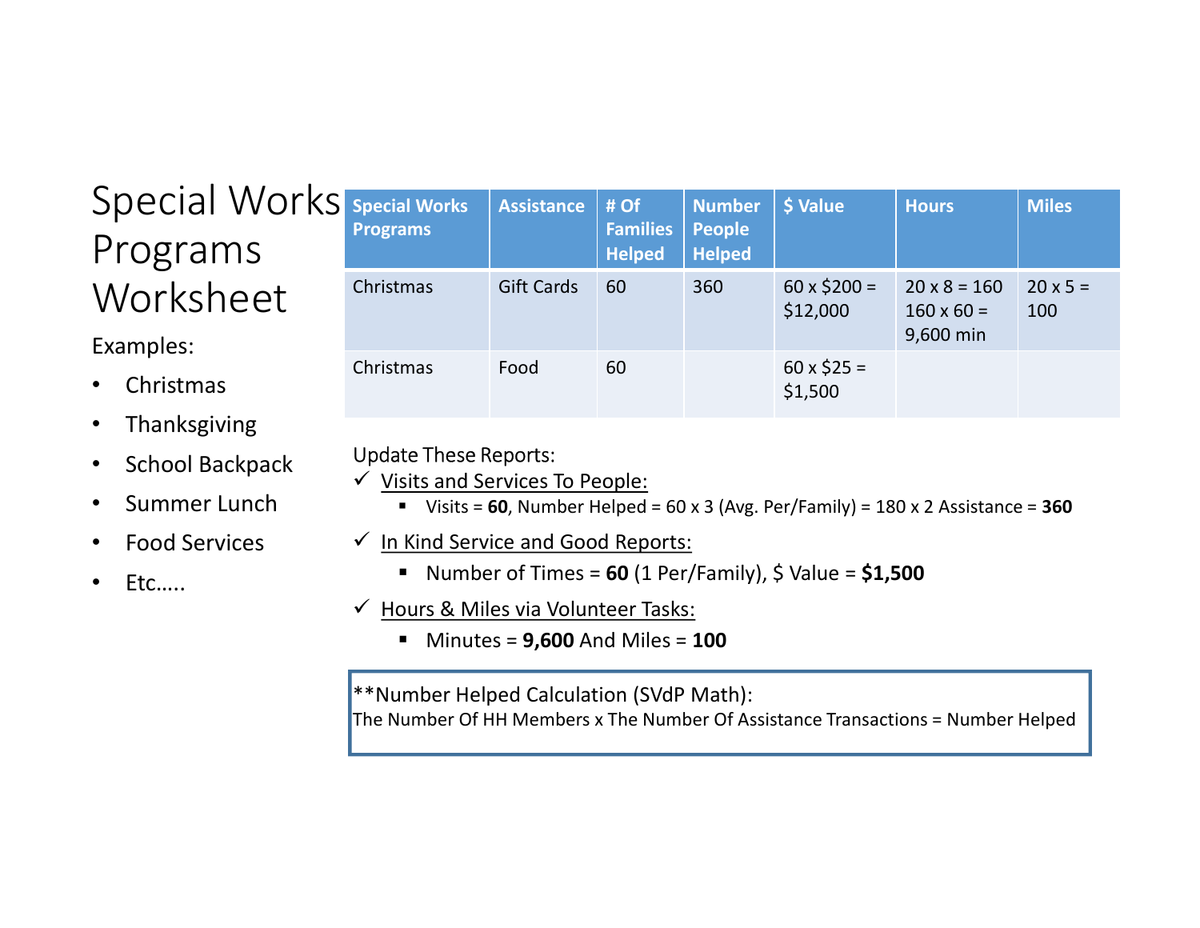# Special Works Programs Worksheet

Examples:

- Christmas
- Thanksgiving
- School Backpack
- Summer Lunch
- Food Services
- Etc…..

| Special Works Programs | Assistance | # Of Families Helped | Number People Helped | $ Value | Hours | Miles |
|---|---|---|---|---|---|---|
| Christmas | Gift Cards | 60 | 360 | 60 x $200 = $12,000 | 20 x 8 = 160<br>160 x 60 = 9,600 min | 20 x 5 = 100 |
| Christmas | Food | 60 | | 60 x $25 = $1,500 | | |

Update These Reports:

✓ <u>Visits and Services To People:</u>
- Visits = **60**, Number Helped = 60 x 3 (Avg. Per/Family) = 180 x 2 Assistance = **360**

✓ <u>In Kind Service and Good Reports:</u>
- Number of Times = **60** (1 Per/Family), $ Value = **$1,500**

✓ <u>Hours & Miles via Volunteer Tasks:</u>
- Minutes = **9,600** And Miles = **100**

**Number Helped Calculation (SVdP Math):
The Number Of HH Members x The Number Of Assistance Transactions = Number Helped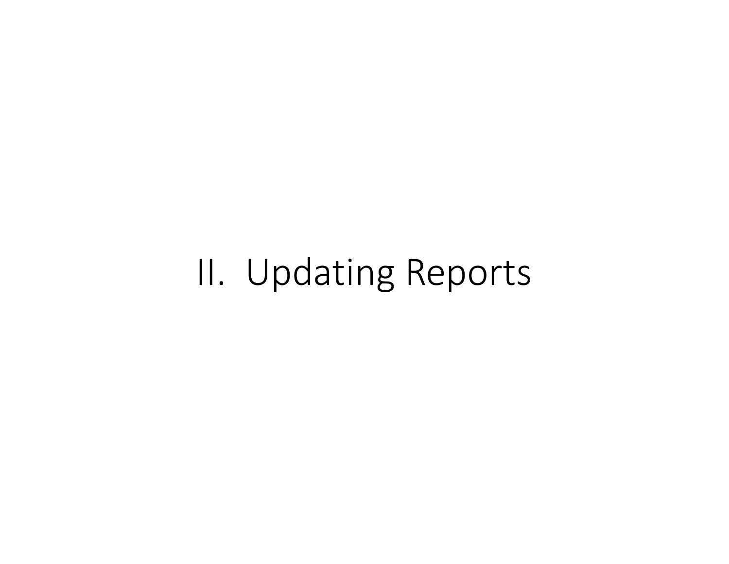# II. Updating Reports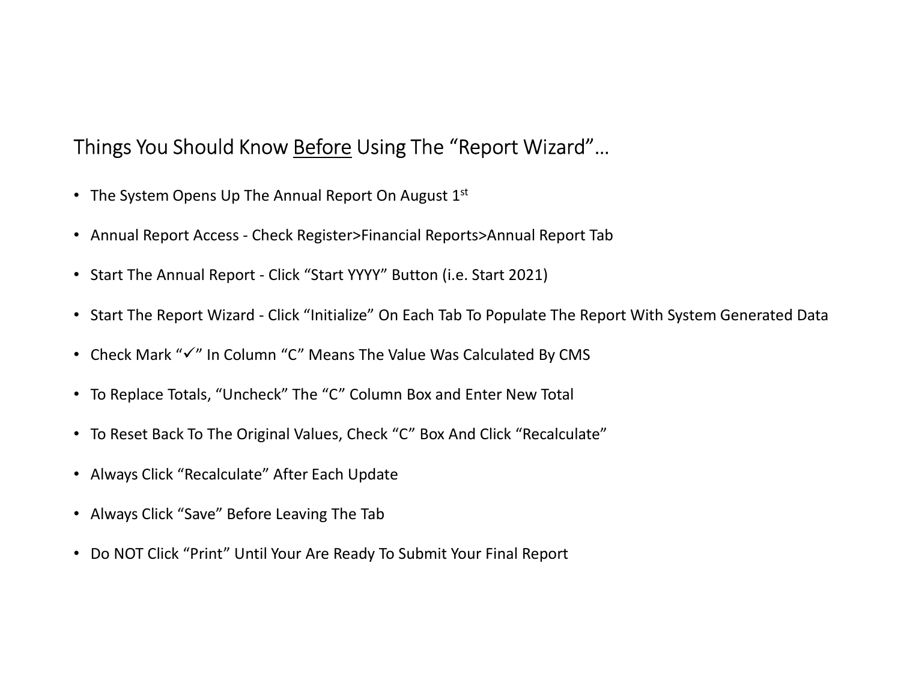## Things You Should Know <u>Before</u> Using The “Report Wizard”…

- The System Opens Up The Annual Report On August 1st
- Annual Report Access - Check Register>Financial Reports>Annual Report Tab
- Start The Annual Report - Click “Start YYYY” Button (i.e. Start 2021)
- Start The Report Wizard - Click “Initialize” On Each Tab To Populate The Report With System Generated Data
- Check Mark “✓” In Column “C” Means The Value Was Calculated By CMS
- To Replace Totals, “Uncheck” The “C” Column Box and Enter New Total
- To Reset Back To The Original Values, Check “C” Box And Click “Recalculate”
- Always Click “Recalculate” After Each Update
- Always Click “Save” Before Leaving The Tab
- Do NOT Click “Print” Until Your Are Ready To Submit Your Final Report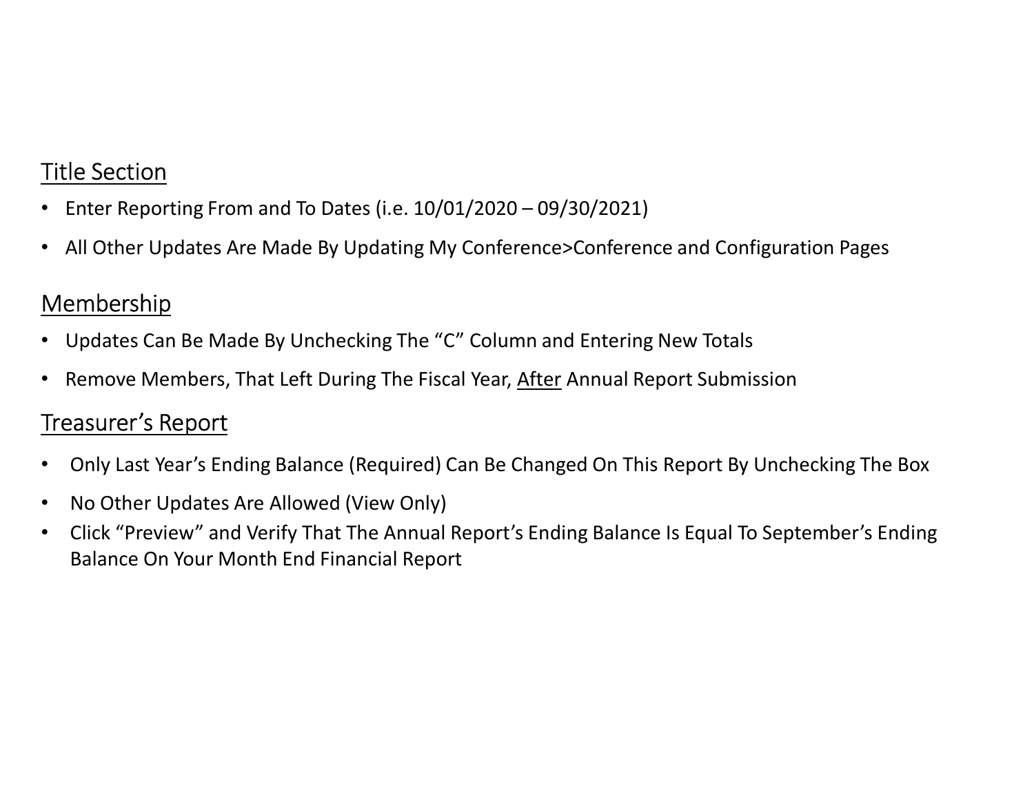## <u>Title Section</u>

- Enter Reporting From and To Dates (i.e. 10/01/2020 – 09/30/2021)
- All Other Updates Are Made By Updating My Conference>Conference and Configuration Pages

## <u>Membership</u>

- Updates Can Be Made By Unchecking The "C" Column and Entering New Totals
- Remove Members, That Left During The Fiscal Year, <u>After</u> Annual Report Submission

## <u>Treasurer's Report</u>

- Only Last Year's Ending Balance (Required) Can Be Changed On This Report By Unchecking The Box
- No Other Updates Are Allowed (View Only)
- Click "Preview" and Verify That The Annual Report's Ending Balance Is Equal To September's Ending Balance On Your Month End Financial Report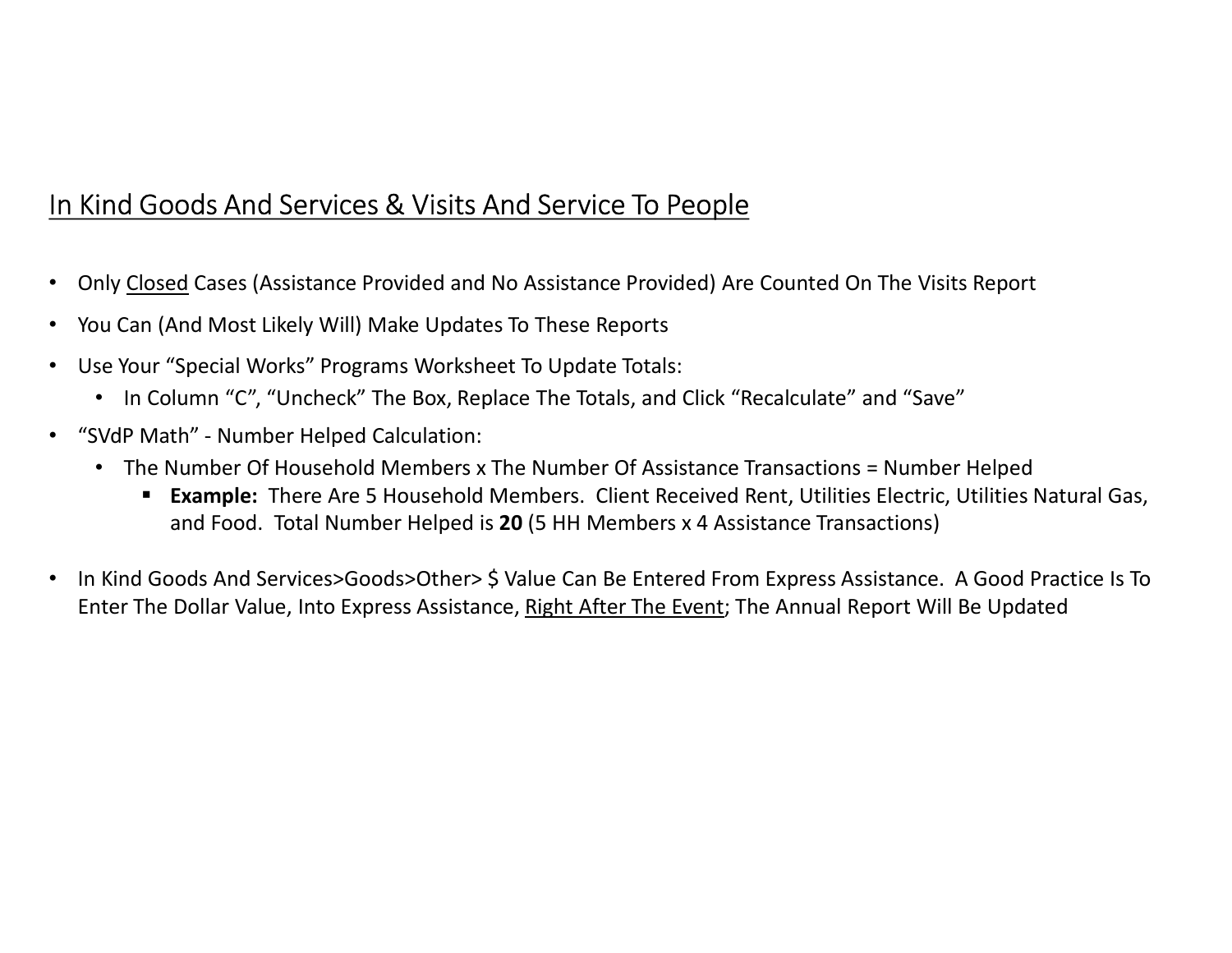## In Kind Goods And Services & Visits And Service To People

- Only Closed Cases (Assistance Provided and No Assistance Provided) Are Counted On The Visits Report
- You Can (And Most Likely Will) Make Updates To These Reports
- Use Your "Special Works" Programs Worksheet To Update Totals:
  - In Column "C", "Uncheck" The Box, Replace The Totals, and Click "Recalculate" and "Save"
- "SVdP Math" - Number Helped Calculation:
  - The Number Of Household Members x The Number Of Assistance Transactions = Number Helped
    - **Example:** There Are 5 Household Members. Client Received Rent, Utilities Electric, Utilities Natural Gas, and Food. Total Number Helped is **20** (5 HH Members x 4 Assistance Transactions)
- In Kind Goods And Services>Goods>Other> $ Value Can Be Entered From Express Assistance. A Good Practice Is To Enter The Dollar Value, Into Express Assistance, Right After The Event; The Annual Report Will Be Updated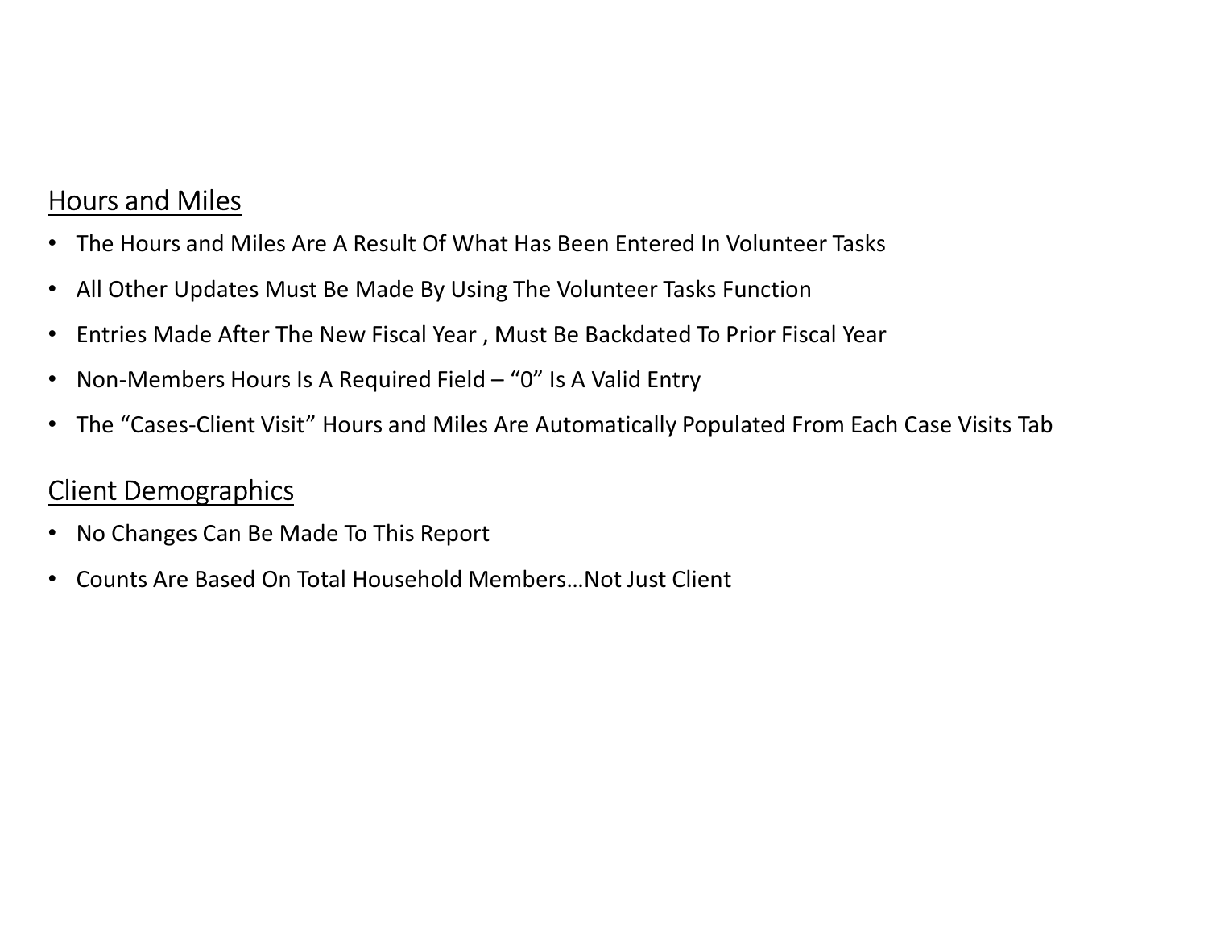## Hours and Miles

- The Hours and Miles Are A Result Of What Has Been Entered In Volunteer Tasks
- All Other Updates Must Be Made By Using The Volunteer Tasks Function
- Entries Made After The New Fiscal Year , Must Be Backdated To Prior Fiscal Year
- Non-Members Hours Is A Required Field – “0” Is A Valid Entry
- The “Cases-Client Visit” Hours and Miles Are Automatically Populated From Each Case Visits Tab

## Client Demographics

- No Changes Can Be Made To This Report
- Counts Are Based On Total Household Members…Not Just Client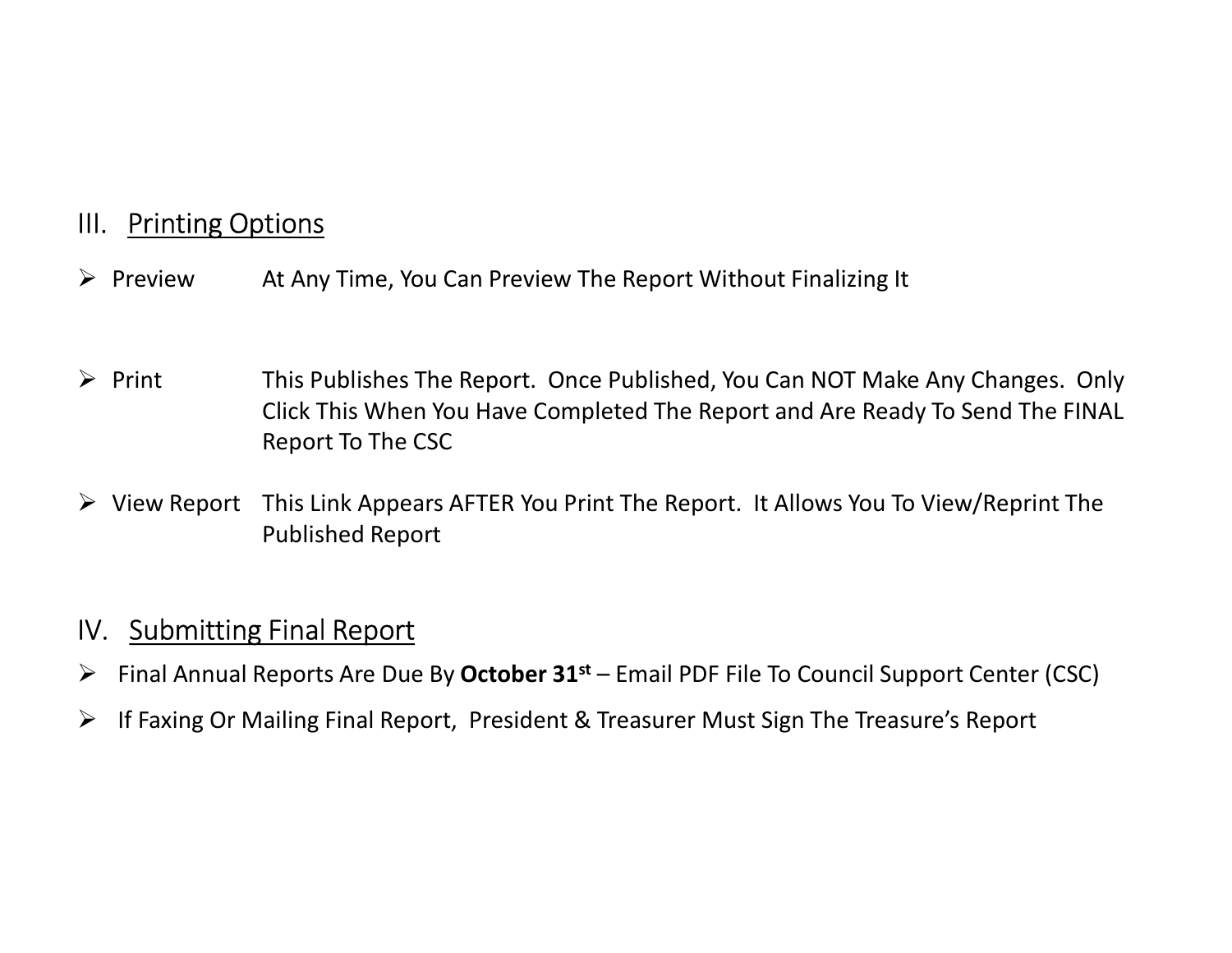## III. Printing Options

- Preview — At Any Time, You Can Preview The Report Without Finalizing It
- Print — This Publishes The Report. Once Published, You Can NOT Make Any Changes. Only Click This When You Have Completed The Report and Are Ready To Send The FINAL Report To The CSC
- View Report — This Link Appears AFTER You Print The Report. It Allows You To View/Reprint The Published Report

## IV. Submitting Final Report

- Final Annual Reports Are Due By **October 31st** – Email PDF File To Council Support Center (CSC)
- If Faxing Or Mailing Final Report, President & Treasurer Must Sign The Treasure's Report